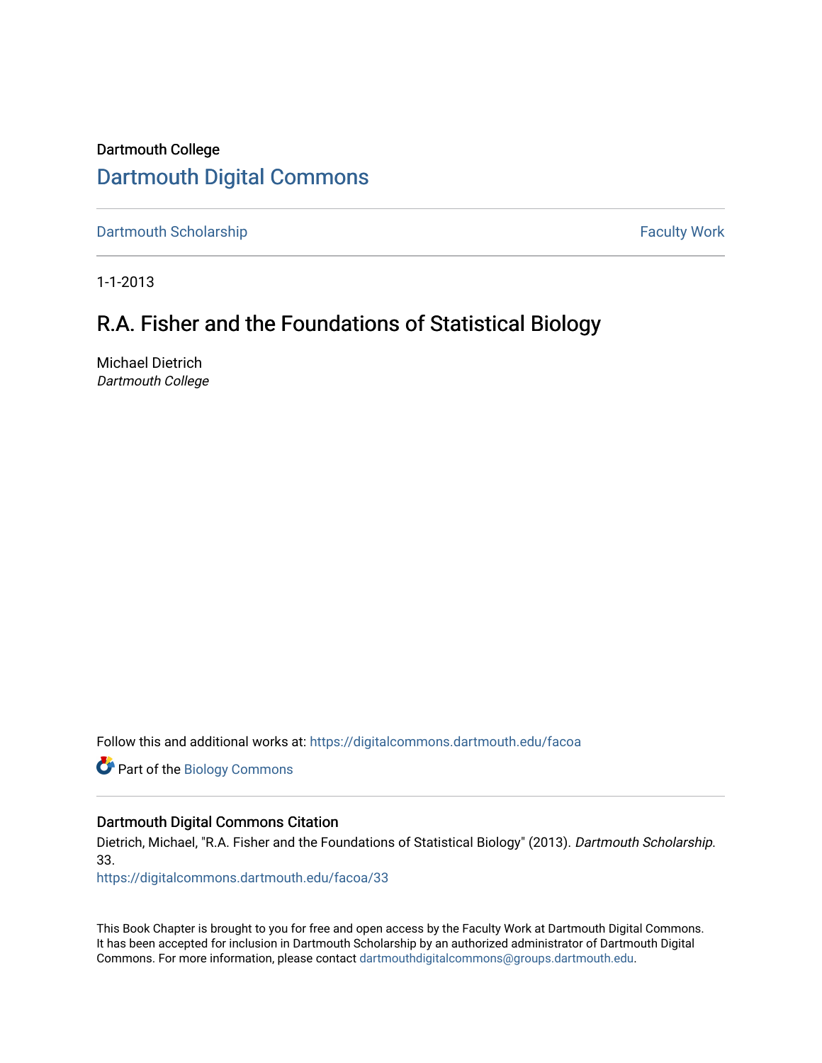Dartmouth College

# Dartmouth Digital Commons

Dartmouth Scholarship | Faculty Work

1-1-2013

## R.A. Fisher and the Foundations of Statistical Biology

Michael Dietrich
*Dartmouth College*

Follow this and additional works at: https://digitalcommons.dartmouth.edu/facoa

Part of the Biology Commons

### Dartmouth Digital Commons Citation

Dietrich, Michael, "R.A. Fisher and the Foundations of Statistical Biology" (2013). *Dartmouth Scholarship.* 33.
https://digitalcommons.dartmouth.edu/facoa/33

This Book Chapter is brought to you for free and open access by the Faculty Work at Dartmouth Digital Commons. It has been accepted for inclusion in Dartmouth Scholarship by an authorized administrator of Dartmouth Digital Commons. For more information, please contact dartmouthdigitalcommons@groups.dartmouth.edu.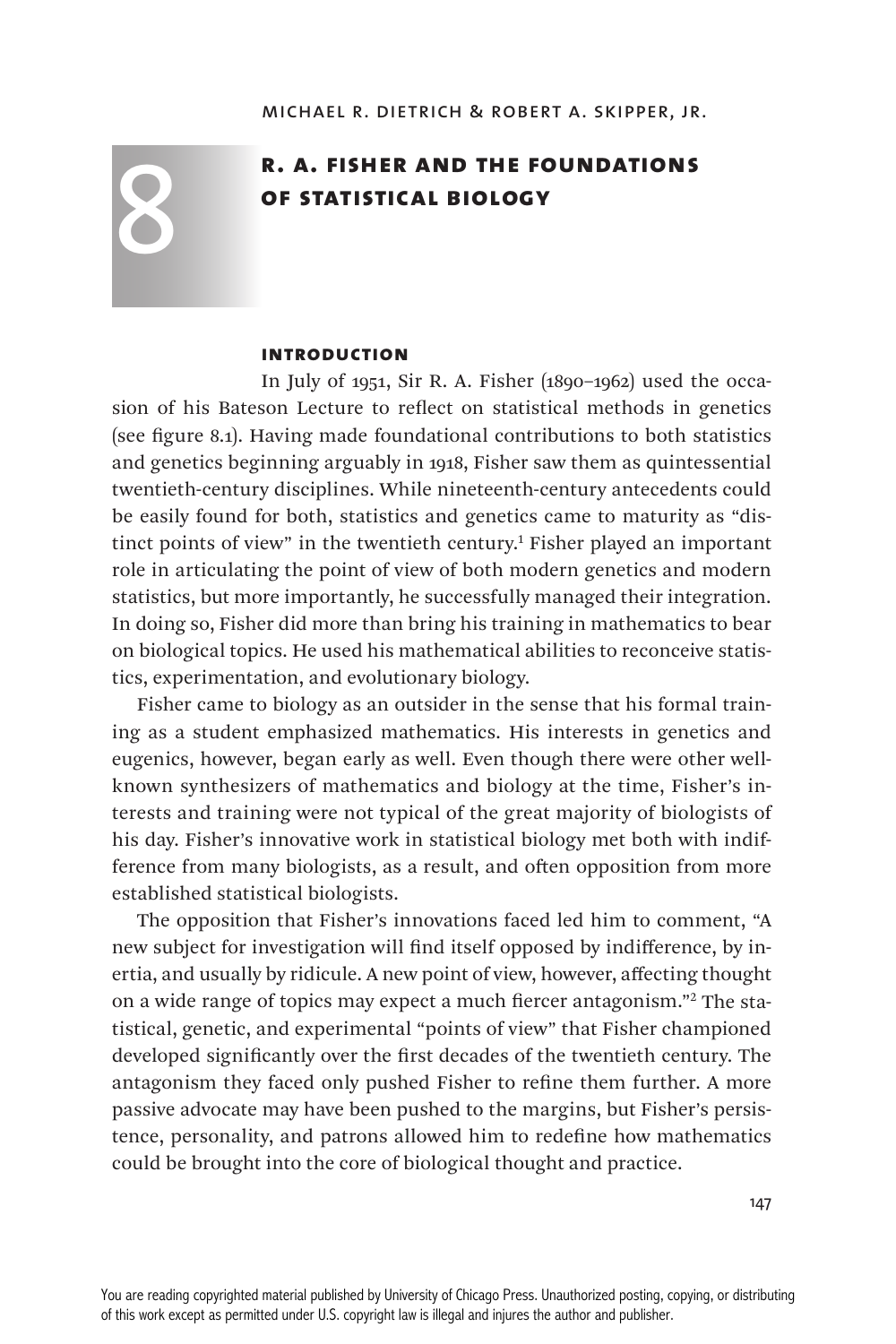Michael R. Dietrich & Robert A. Skipper, Jr.

# 8 R. A. Fisher and the Foundations of Statistical Biology

## Introduction

In July of 1951, Sir R. A. Fisher (1890–1962) used the occasion of his Bateson Lecture to reflect on statistical methods in genetics (see figure 8.1). Having made foundational contributions to both statistics and genetics beginning arguably in 1918, Fisher saw them as quintessential twentieth-century disciplines. While nineteenth-century antecedents could be easily found for both, statistics and genetics came to maturity as "distinct points of view" in the twentieth century.[1] Fisher played an important role in articulating the point of view of both modern genetics and modern statistics, but more importantly, he successfully managed their integration. In doing so, Fisher did more than bring his training in mathematics to bear on biological topics. He used his mathematical abilities to reconceive statistics, experimentation, and evolutionary biology.

Fisher came to biology as an outsider in the sense that his formal training as a student emphasized mathematics. His interests in genetics and eugenics, however, began early as well. Even though there were other well-known synthesizers of mathematics and biology at the time, Fisher's interests and training were not typical of the great majority of biologists of his day. Fisher's innovative work in statistical biology met both with indifference from many biologists, as a result, and often opposition from more established statistical biologists.

The opposition that Fisher's innovations faced led him to comment, "A new subject for investigation will find itself opposed by indifference, by inertia, and usually by ridicule. A new point of view, however, affecting thought on a wide range of topics may expect a much fiercer antagonism."[2] The statistical, genetic, and experimental "points of view" that Fisher championed developed significantly over the first decades of the twentieth century. The antagonism they faced only pushed Fisher to refine them further. A more passive advocate may have been pushed to the margins, but Fisher's persistence, personality, and patrons allowed him to redefine how mathematics could be brought into the core of biological thought and practice.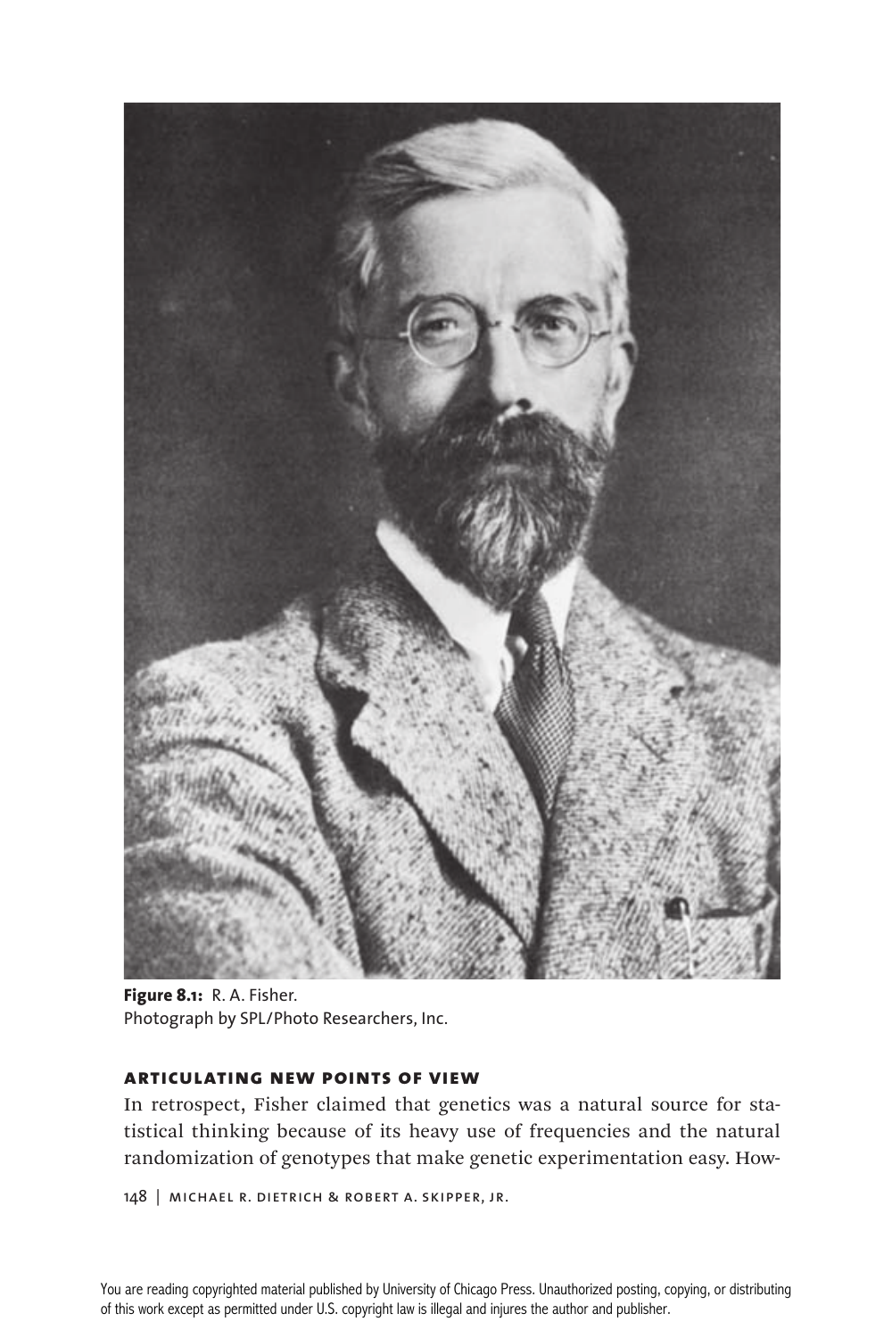Figure 8.1: R. A. Fisher.
Photograph by SPL/Photo Researchers, Inc.

## ARTICULATING NEW POINTS OF VIEW

In retrospect, Fisher claimed that genetics was a natural source for statistical thinking because of its heavy use of frequencies and the natural randomization of genotypes that make genetic experimentation easy. How-

You are reading copyrighted material published by University of Chicago Press. Unauthorized posting, copying, or distributing of this work except as permitted under U.S. copyright law is illegal and injures the author and publisher.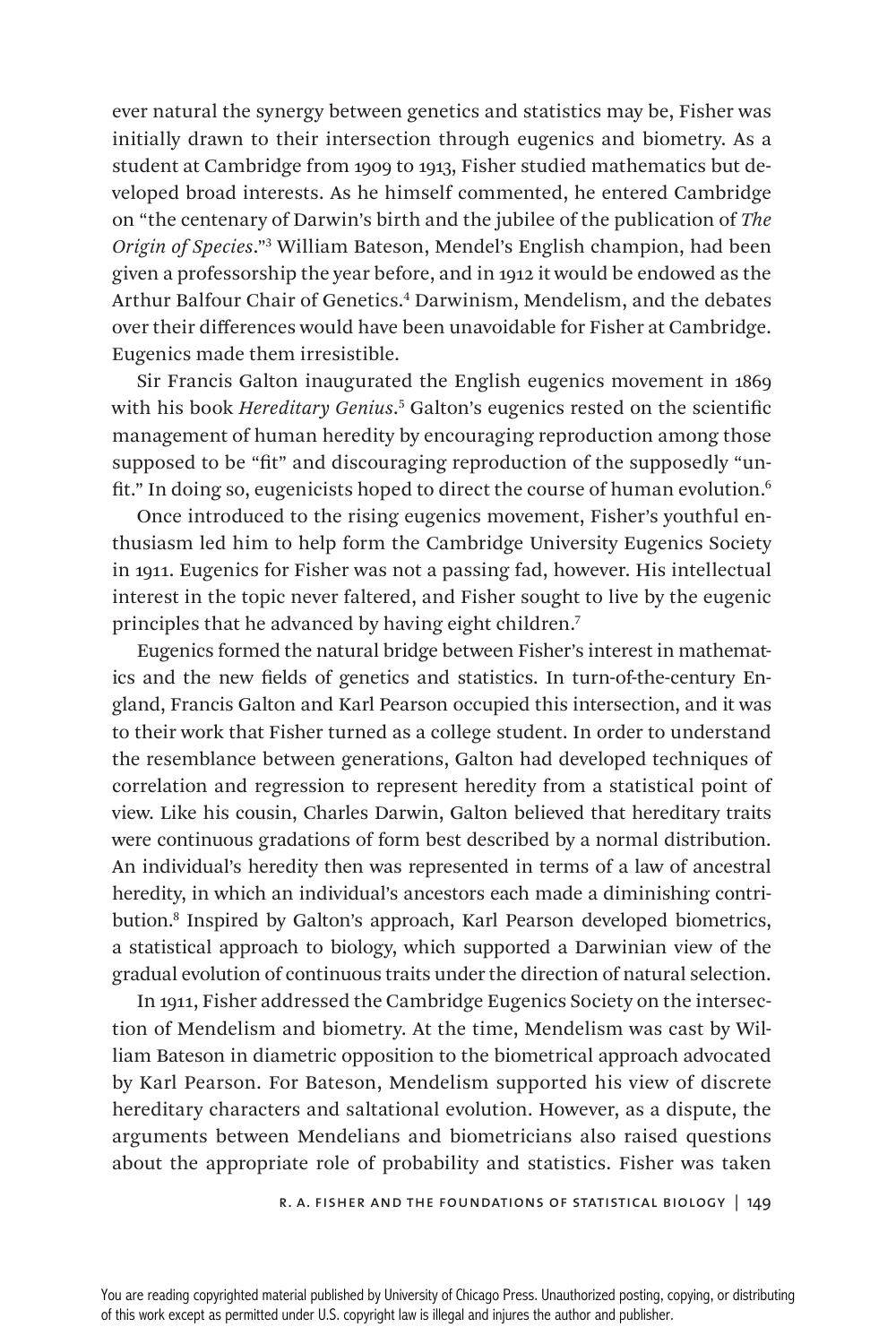ever natural the synergy between genetics and statistics may be, Fisher was initially drawn to their intersection through eugenics and biometry. As a student at Cambridge from 1909 to 1913, Fisher studied mathematics but developed broad interests. As he himself commented, he entered Cambridge on "the centenary of Darwin's birth and the jubilee of the publication of *The Origin of Species*."[3] William Bateson, Mendel's English champion, had been given a professorship the year before, and in 1912 it would be endowed as the Arthur Balfour Chair of Genetics.[4] Darwinism, Mendelism, and the debates over their differences would have been unavoidable for Fisher at Cambridge. Eugenics made them irresistible.

Sir Francis Galton inaugurated the English eugenics movement in 1869 with his book *Hereditary Genius*.[5] Galton's eugenics rested on the scientific management of human heredity by encouraging reproduction among those supposed to be "fit" and discouraging reproduction of the supposedly "unfit." In doing so, eugenicists hoped to direct the course of human evolution.[6]

Once introduced to the rising eugenics movement, Fisher's youthful enthusiasm led him to help form the Cambridge University Eugenics Society in 1911. Eugenics for Fisher was not a passing fad, however. His intellectual interest in the topic never faltered, and Fisher sought to live by the eugenic principles that he advanced by having eight children.[7]

Eugenics formed the natural bridge between Fisher's interest in mathematics and the new fields of genetics and statistics. In turn-of-the-century England, Francis Galton and Karl Pearson occupied this intersection, and it was to their work that Fisher turned as a college student. In order to understand the resemblance between generations, Galton had developed techniques of correlation and regression to represent heredity from a statistical point of view. Like his cousin, Charles Darwin, Galton believed that hereditary traits were continuous gradations of form best described by a normal distribution. An individual's heredity then was represented in terms of a law of ancestral heredity, in which an individual's ancestors each made a diminishing contribution.[8] Inspired by Galton's approach, Karl Pearson developed biometrics, a statistical approach to biology, which supported a Darwinian view of the gradual evolution of continuous traits under the direction of natural selection.

In 1911, Fisher addressed the Cambridge Eugenics Society on the intersection of Mendelism and biometry. At the time, Mendelism was cast by William Bateson in diametric opposition to the biometrical approach advocated by Karl Pearson. For Bateson, Mendelism supported his view of discrete hereditary characters and saltational evolution. However, as a dispute, the arguments between Mendelians and biometricians also raised questions about the appropriate role of probability and statistics. Fisher was taken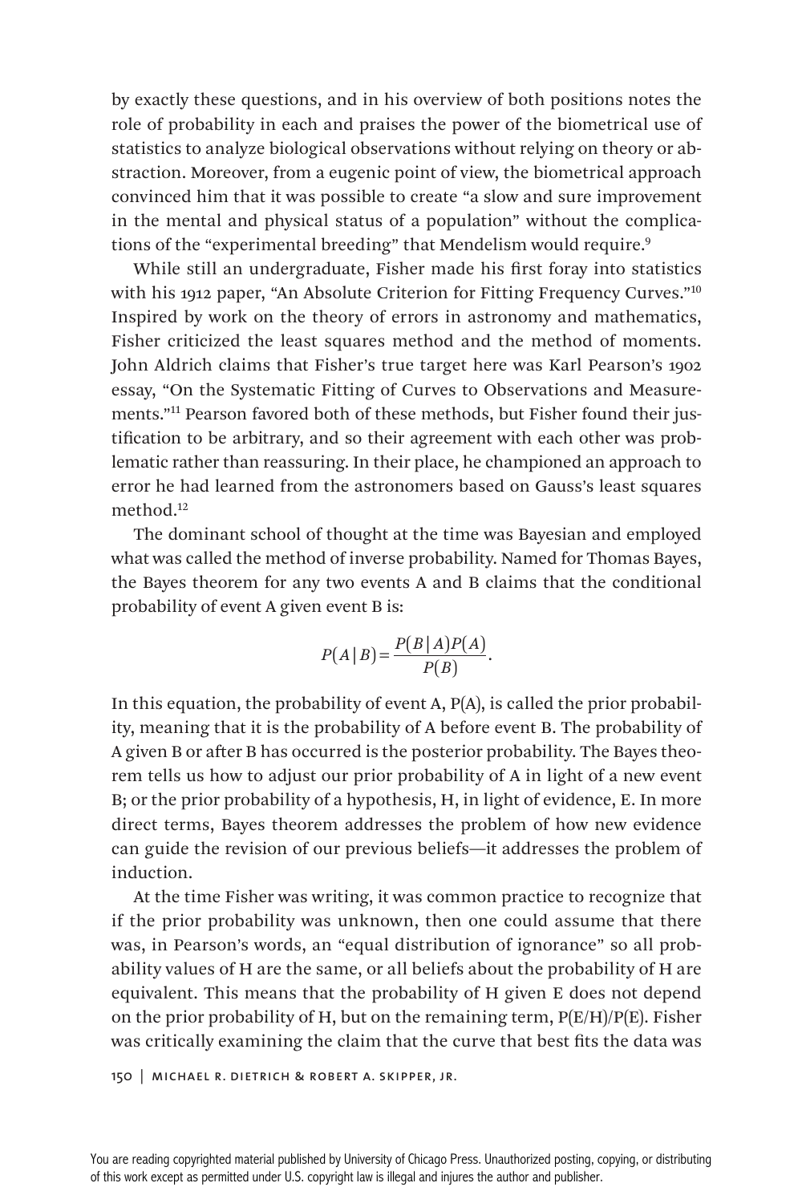by exactly these questions, and in his overview of both positions notes the role of probability in each and praises the power of the biometrical use of statistics to analyze biological observations without relying on theory or abstraction. Moreover, from a eugenic point of view, the biometrical approach convinced him that it was possible to create "a slow and sure improvement in the mental and physical status of a population" without the complications of the "experimental breeding" that Mendelism would require.[9]

While still an undergraduate, Fisher made his first foray into statistics with his 1912 paper, "An Absolute Criterion for Fitting Frequency Curves."[10] Inspired by work on the theory of errors in astronomy and mathematics, Fisher criticized the least squares method and the method of moments. John Aldrich claims that Fisher's true target here was Karl Pearson's 1902 essay, "On the Systematic Fitting of Curves to Observations and Measurements."[11] Pearson favored both of these methods, but Fisher found their justification to be arbitrary, and so their agreement with each other was problematic rather than reassuring. In their place, he championed an approach to error he had learned from the astronomers based on Gauss's least squares method.[12]

The dominant school of thought at the time was Bayesian and employed what was called the method of inverse probability. Named for Thomas Bayes, the Bayes theorem for any two events A and B claims that the conditional probability of event A given event B is:

$$P(A \mid B) = \frac{P(B \mid A)P(A)}{P(B)}.$$

In this equation, the probability of event A, P(A), is called the prior probability, meaning that it is the probability of A before event B. The probability of A given B or after B has occurred is the posterior probability. The Bayes theorem tells us how to adjust our prior probability of A in light of a new event B; or the prior probability of a hypothesis, H, in light of evidence, E. In more direct terms, Bayes theorem addresses the problem of how new evidence can guide the revision of our previous beliefs—it addresses the problem of induction.

At the time Fisher was writing, it was common practice to recognize that if the prior probability was unknown, then one could assume that there was, in Pearson's words, an "equal distribution of ignorance" so all probability values of H are the same, or all beliefs about the probability of H are equivalent. This means that the probability of H given E does not depend on the prior probability of H, but on the remaining term, P(E/H)/P(E). Fisher was critically examining the claim that the curve that best fits the data was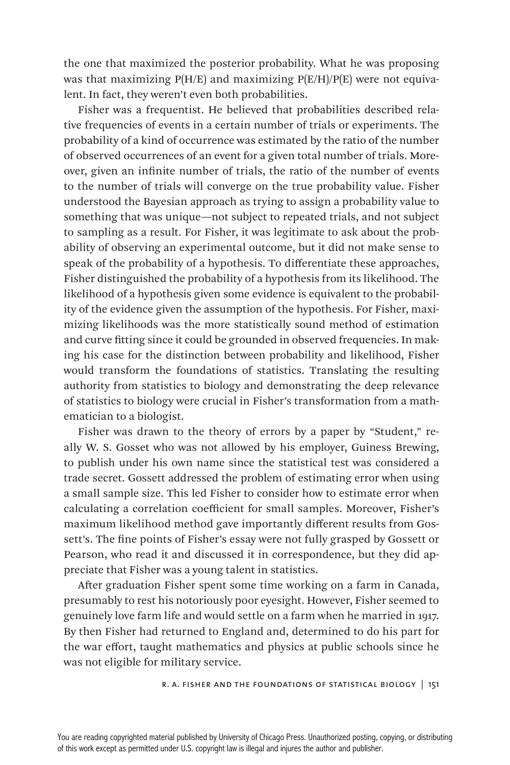the one that maximized the posterior probability. What he was proposing was that maximizing P(H/E) and maximizing P(E/H)/P(E) were not equivalent. In fact, they weren't even both probabilities.

Fisher was a frequentist. He believed that probabilities described relative frequencies of events in a certain number of trials or experiments. The probability of a kind of occurrence was estimated by the ratio of the number of observed occurrences of an event for a given total number of trials. Moreover, given an infinite number of trials, the ratio of the number of events to the number of trials will converge on the true probability value. Fisher understood the Bayesian approach as trying to assign a probability value to something that was unique—not subject to repeated trials, and not subject to sampling as a result. For Fisher, it was legitimate to ask about the probability of observing an experimental outcome, but it did not make sense to speak of the probability of a hypothesis. To differentiate these approaches, Fisher distinguished the probability of a hypothesis from its likelihood. The likelihood of a hypothesis given some evidence is equivalent to the probability of the evidence given the assumption of the hypothesis. For Fisher, maximizing likelihoods was the more statistically sound method of estimation and curve fitting since it could be grounded in observed frequencies. In making his case for the distinction between probability and likelihood, Fisher would transform the foundations of statistics. Translating the resulting authority from statistics to biology and demonstrating the deep relevance of statistics to biology were crucial in Fisher's transformation from a mathematician to a biologist.

Fisher was drawn to the theory of errors by a paper by "Student," really W. S. Gosset who was not allowed by his employer, Guiness Brewing, to publish under his own name since the statistical test was considered a trade secret. Gossett addressed the problem of estimating error when using a small sample size. This led Fisher to consider how to estimate error when calculating a correlation coefficient for small samples. Moreover, Fisher's maximum likelihood method gave importantly different results from Gossett's. The fine points of Fisher's essay were not fully grasped by Gossett or Pearson, who read it and discussed it in correspondence, but they did appreciate that Fisher was a young talent in statistics.

After graduation Fisher spent some time working on a farm in Canada, presumably to rest his notoriously poor eyesight. However, Fisher seemed to genuinely love farm life and would settle on a farm when he married in 1917. By then Fisher had returned to England and, determined to do his part for the war effort, taught mathematics and physics at public schools since he was not eligible for military service.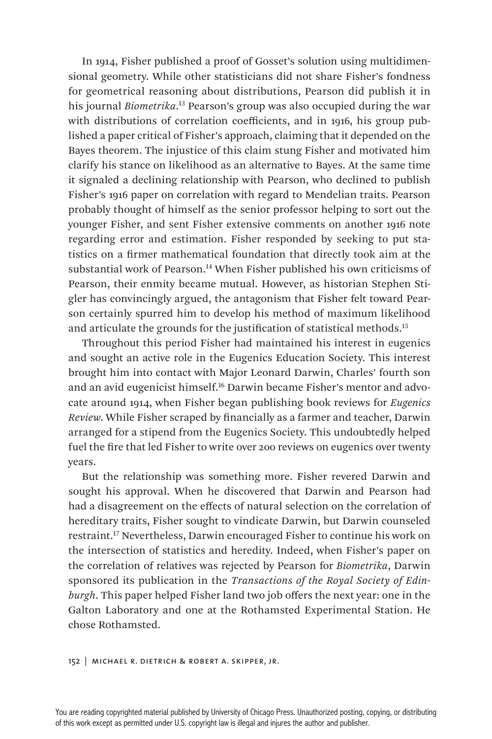In 1914, Fisher published a proof of Gosset's solution using multidimensional geometry. While other statisticians did not share Fisher's fondness for geometrical reasoning about distributions, Pearson did publish it in his journal *Biometrika*.[13] Pearson's group was also occupied during the war with distributions of correlation coefficients, and in 1916, his group published a paper critical of Fisher's approach, claiming that it depended on the Bayes theorem. The injustice of this claim stung Fisher and motivated him clarify his stance on likelihood as an alternative to Bayes. At the same time it signaled a declining relationship with Pearson, who declined to publish Fisher's 1916 paper on correlation with regard to Mendelian traits. Pearson probably thought of himself as the senior professor helping to sort out the younger Fisher, and sent Fisher extensive comments on another 1916 note regarding error and estimation. Fisher responded by seeking to put statistics on a firmer mathematical foundation that directly took aim at the substantial work of Pearson.[14] When Fisher published his own criticisms of Pearson, their enmity became mutual. However, as historian Stephen Stigler has convincingly argued, the antagonism that Fisher felt toward Pearson certainly spurred him to develop his method of maximum likelihood and articulate the grounds for the justification of statistical methods.[15]

Throughout this period Fisher had maintained his interest in eugenics and sought an active role in the Eugenics Education Society. This interest brought him into contact with Major Leonard Darwin, Charles' fourth son and an avid eugenicist himself.[16] Darwin became Fisher's mentor and advocate around 1914, when Fisher began publishing book reviews for *Eugenics Review*. While Fisher scraped by financially as a farmer and teacher, Darwin arranged for a stipend from the Eugenics Society. This undoubtedly helped fuel the fire that led Fisher to write over 200 reviews on eugenics over twenty years.

But the relationship was something more. Fisher revered Darwin and sought his approval. When he discovered that Darwin and Pearson had had a disagreement on the effects of natural selection on the correlation of hereditary traits, Fisher sought to vindicate Darwin, but Darwin counseled restraint.[17] Nevertheless, Darwin encouraged Fisher to continue his work on the intersection of statistics and heredity. Indeed, when Fisher's paper on the correlation of relatives was rejected by Pearson for *Biometrika*, Darwin sponsored its publication in the *Transactions of the Royal Society of Edinburgh*. This paper helped Fisher land two job offers the next year: one in the Galton Laboratory and one at the Rothamsted Experimental Station. He chose Rothamsted.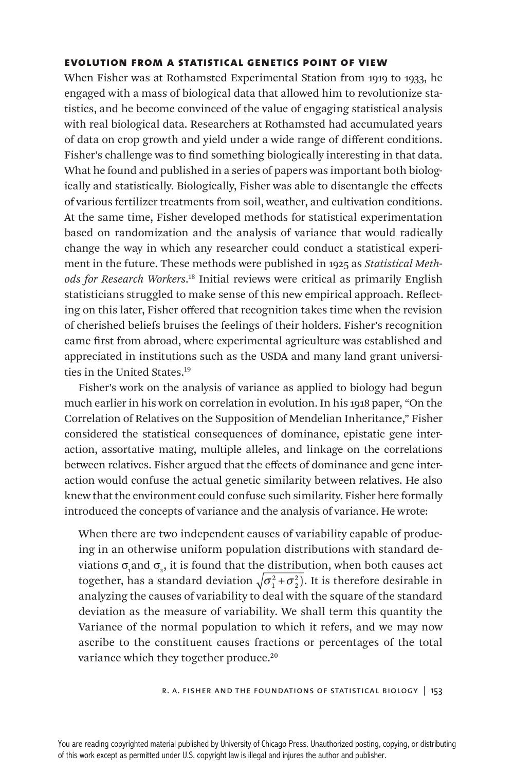## EVOLUTION FROM A STATISTICAL GENETICS POINT OF VIEW

When Fisher was at Rothamsted Experimental Station from 1919 to 1933, he engaged with a mass of biological data that allowed him to revolutionize statistics, and he become convinced of the value of engaging statistical analysis with real biological data. Researchers at Rothamsted had accumulated years of data on crop growth and yield under a wide range of different conditions. Fisher's challenge was to find something biologically interesting in that data. What he found and published in a series of papers was important both biologically and statistically. Biologically, Fisher was able to disentangle the effects of various fertilizer treatments from soil, weather, and cultivation conditions. At the same time, Fisher developed methods for statistical experimentation based on randomization and the analysis of variance that would radically change the way in which any researcher could conduct a statistical experiment in the future. These methods were published in 1925 as *Statistical Methods for Research Workers*.[18] Initial reviews were critical as primarily English statisticians struggled to make sense of this new empirical approach. Reflecting on this later, Fisher offered that recognition takes time when the revision of cherished beliefs bruises the feelings of their holders. Fisher's recognition came first from abroad, where experimental agriculture was established and appreciated in institutions such as the USDA and many land grant universities in the United States.[19]

Fisher's work on the analysis of variance as applied to biology had begun much earlier in his work on correlation in evolution. In his 1918 paper, "On the Correlation of Relatives on the Supposition of Mendelian Inheritance," Fisher considered the statistical consequences of dominance, epistatic gene interaction, assortative mating, multiple alleles, and linkage on the correlations between relatives. Fisher argued that the effects of dominance and gene interaction would confuse the actual genetic similarity between relatives. He also knew that the environment could confuse such similarity. Fisher here formally introduced the concepts of variance and the analysis of variance. He wrote:

> When there are two independent causes of variability capable of producing in an otherwise uniform population distributions with standard deviations $\sigma_1$ and $\sigma_2$, it is found that the distribution, when both causes act together, has a standard deviation $\sqrt{\sigma_1^2 + \sigma_2^2})$. It is therefore desirable in analyzing the causes of variability to deal with the square of the standard deviation as the measure of variability. We shall term this quantity the Variance of the normal population to which it refers, and we may now ascribe to the constituent causes fractions or percentages of the total variance which they together produce.[20]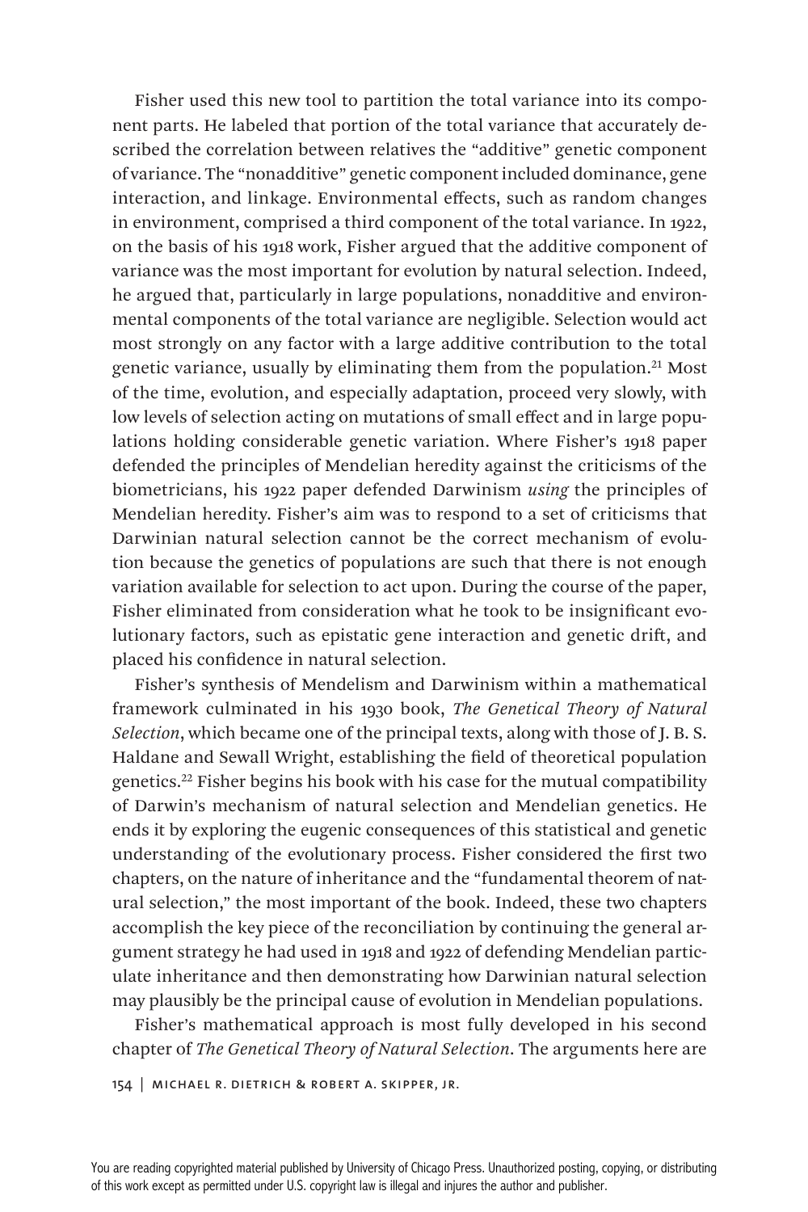Fisher used this new tool to partition the total variance into its component parts. He labeled that portion of the total variance that accurately described the correlation between relatives the "additive" genetic component of variance. The "nonadditive" genetic component included dominance, gene interaction, and linkage. Environmental effects, such as random changes in environment, comprised a third component of the total variance. In 1922, on the basis of his 1918 work, Fisher argued that the additive component of variance was the most important for evolution by natural selection. Indeed, he argued that, particularly in large populations, nonadditive and environmental components of the total variance are negligible. Selection would act most strongly on any factor with a large additive contribution to the total genetic variance, usually by eliminating them from the population.[21] Most of the time, evolution, and especially adaptation, proceed very slowly, with low levels of selection acting on mutations of small effect and in large populations holding considerable genetic variation. Where Fisher's 1918 paper defended the principles of Mendelian heredity against the criticisms of the biometricians, his 1922 paper defended Darwinism *using* the principles of Mendelian heredity. Fisher's aim was to respond to a set of criticisms that Darwinian natural selection cannot be the correct mechanism of evolution because the genetics of populations are such that there is not enough variation available for selection to act upon. During the course of the paper, Fisher eliminated from consideration what he took to be insignificant evolutionary factors, such as epistatic gene interaction and genetic drift, and placed his confidence in natural selection.

Fisher's synthesis of Mendelism and Darwinism within a mathematical framework culminated in his 1930 book, *The Genetical Theory of Natural Selection*, which became one of the principal texts, along with those of J. B. S. Haldane and Sewall Wright, establishing the field of theoretical population genetics.[22] Fisher begins his book with his case for the mutual compatibility of Darwin's mechanism of natural selection and Mendelian genetics. He ends it by exploring the eugenic consequences of this statistical and genetic understanding of the evolutionary process. Fisher considered the first two chapters, on the nature of inheritance and the "fundamental theorem of natural selection," the most important of the book. Indeed, these two chapters accomplish the key piece of the reconciliation by continuing the general argument strategy he had used in 1918 and 1922 of defending Mendelian particulate inheritance and then demonstrating how Darwinian natural selection may plausibly be the principal cause of evolution in Mendelian populations.

Fisher's mathematical approach is most fully developed in his second chapter of *The Genetical Theory of Natural Selection*. The arguments here are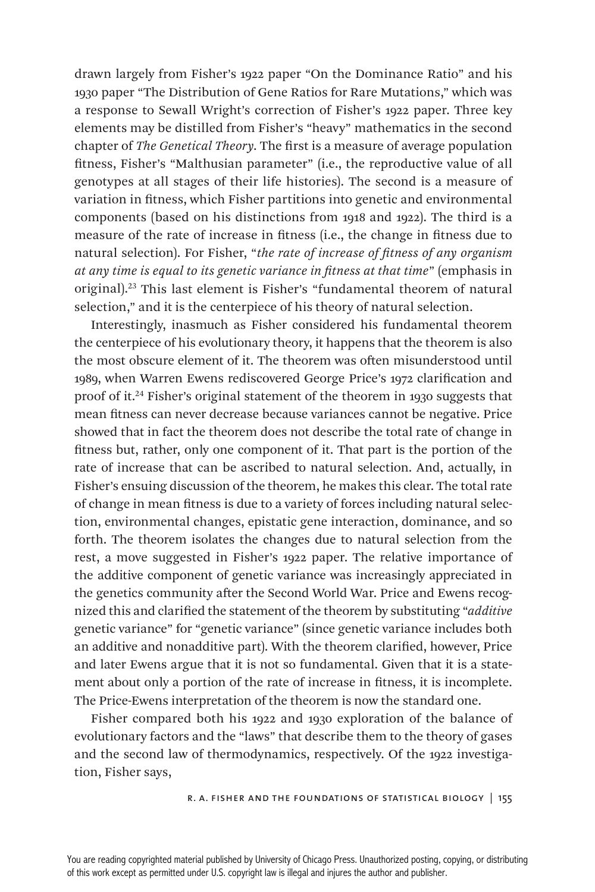drawn largely from Fisher's 1922 paper "On the Dominance Ratio" and his 1930 paper "The Distribution of Gene Ratios for Rare Mutations," which was a response to Sewall Wright's correction of Fisher's 1922 paper. Three key elements may be distilled from Fisher's "heavy" mathematics in the second chapter of *The Genetical Theory*. The first is a measure of average population fitness, Fisher's "Malthusian parameter" (i.e., the reproductive value of all genotypes at all stages of their life histories). The second is a measure of variation in fitness, which Fisher partitions into genetic and environmental components (based on his distinctions from 1918 and 1922). The third is a measure of the rate of increase in fitness (i.e., the change in fitness due to natural selection). For Fisher, "*the rate of increase of fitness of any organism at any time is equal to its genetic variance in fitness at that time*" (emphasis in original).[23] This last element is Fisher's "fundamental theorem of natural selection," and it is the centerpiece of his theory of natural selection.

Interestingly, inasmuch as Fisher considered his fundamental theorem the centerpiece of his evolutionary theory, it happens that the theorem is also the most obscure element of it. The theorem was often misunderstood until 1989, when Warren Ewens rediscovered George Price's 1972 clarification and proof of it.[24] Fisher's original statement of the theorem in 1930 suggests that mean fitness can never decrease because variances cannot be negative. Price showed that in fact the theorem does not describe the total rate of change in fitness but, rather, only one component of it. That part is the portion of the rate of increase that can be ascribed to natural selection. And, actually, in Fisher's ensuing discussion of the theorem, he makes this clear. The total rate of change in mean fitness is due to a variety of forces including natural selection, environmental changes, epistatic gene interaction, dominance, and so forth. The theorem isolates the changes due to natural selection from the rest, a move suggested in Fisher's 1922 paper. The relative importance of the additive component of genetic variance was increasingly appreciated in the genetics community after the Second World War. Price and Ewens recognized this and clarified the statement of the theorem by substituting "*additive* genetic variance" for "genetic variance" (since genetic variance includes both an additive and nonadditive part). With the theorem clarified, however, Price and later Ewens argue that it is not so fundamental. Given that it is a statement about only a portion of the rate of increase in fitness, it is incomplete. The Price-Ewens interpretation of the theorem is now the standard one.

Fisher compared both his 1922 and 1930 exploration of the balance of evolutionary factors and the "laws" that describe them to the theory of gases and the second law of thermodynamics, respectively. Of the 1922 investigation, Fisher says,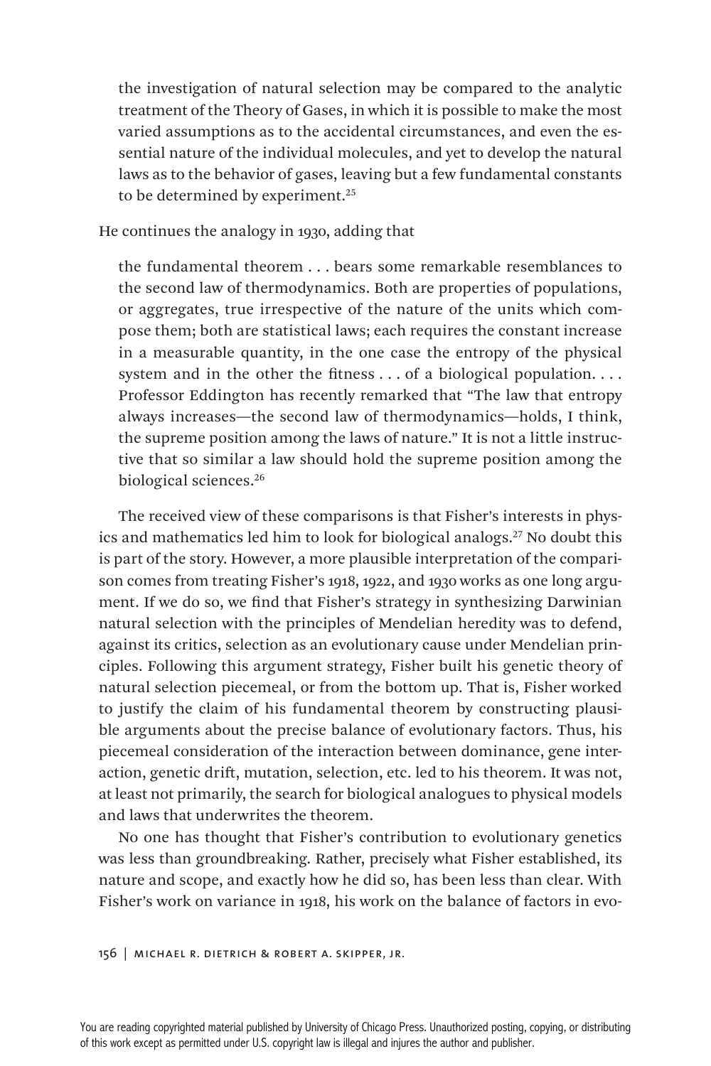> the investigation of natural selection may be compared to the analytic treatment of the Theory of Gases, in which it is possible to make the most varied assumptions as to the accidental circumstances, and even the essential nature of the individual molecules, and yet to develop the natural laws as to the behavior of gases, leaving but a few fundamental constants to be determined by experiment.[25]

He continues the analogy in 1930, adding that

> the fundamental theorem . . . bears some remarkable resemblances to the second law of thermodynamics. Both are properties of populations, or aggregates, true irrespective of the nature of the units which compose them; both are statistical laws; each requires the constant increase in a measurable quantity, in the one case the entropy of the physical system and in the other the fitness . . . of a biological population. . . . Professor Eddington has recently remarked that "The law that entropy always increases—the second law of thermodynamics—holds, I think, the supreme position among the laws of nature." It is not a little instructive that so similar a law should hold the supreme position among the biological sciences.[26]

The received view of these comparisons is that Fisher's interests in physics and mathematics led him to look for biological analogs.[27] No doubt this is part of the story. However, a more plausible interpretation of the comparison comes from treating Fisher's 1918, 1922, and 1930 works as one long argument. If we do so, we find that Fisher's strategy in synthesizing Darwinian natural selection with the principles of Mendelian heredity was to defend, against its critics, selection as an evolutionary cause under Mendelian principles. Following this argument strategy, Fisher built his genetic theory of natural selection piecemeal, or from the bottom up. That is, Fisher worked to justify the claim of his fundamental theorem by constructing plausible arguments about the precise balance of evolutionary factors. Thus, his piecemeal consideration of the interaction between dominance, gene interaction, genetic drift, mutation, selection, etc. led to his theorem. It was not, at least not primarily, the search for biological analogues to physical models and laws that underwrites the theorem.

No one has thought that Fisher's contribution to evolutionary genetics was less than groundbreaking. Rather, precisely what Fisher established, its nature and scope, and exactly how he did so, has been less than clear. With Fisher's work on variance in 1918, his work on the balance of factors in evo-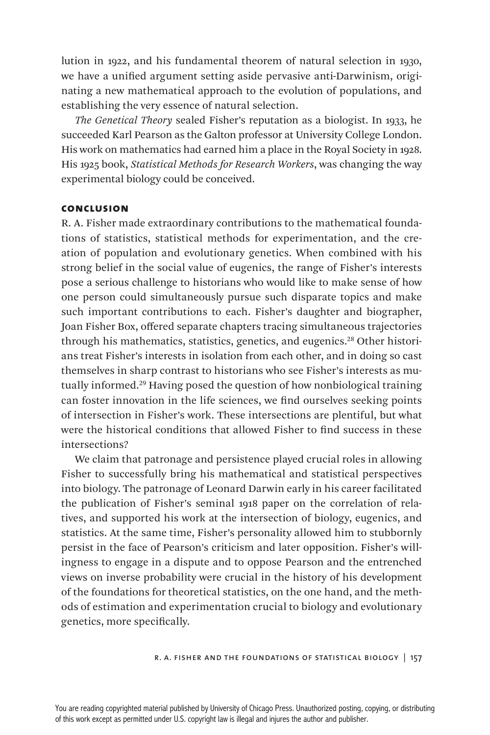lution in 1922, and his fundamental theorem of natural selection in 1930, we have a unified argument setting aside pervasive anti-Darwinism, originating a new mathematical approach to the evolution of populations, and establishing the very essence of natural selection.

*The Genetical Theory* sealed Fisher's reputation as a biologist. In 1933, he succeeded Karl Pearson as the Galton professor at University College London. His work on mathematics had earned him a place in the Royal Society in 1928. His 1925 book, *Statistical Methods for Research Workers*, was changing the way experimental biology could be conceived.

## CONCLUSION

R. A. Fisher made extraordinary contributions to the mathematical foundations of statistics, statistical methods for experimentation, and the creation of population and evolutionary genetics. When combined with his strong belief in the social value of eugenics, the range of Fisher's interests pose a serious challenge to historians who would like to make sense of how one person could simultaneously pursue such disparate topics and make such important contributions to each. Fisher's daughter and biographer, Joan Fisher Box, offered separate chapters tracing simultaneous trajectories through his mathematics, statistics, genetics, and eugenics.[28] Other historians treat Fisher's interests in isolation from each other, and in doing so cast themselves in sharp contrast to historians who see Fisher's interests as mutually informed.[29] Having posed the question of how nonbiological training can foster innovation in the life sciences, we find ourselves seeking points of intersection in Fisher's work. These intersections are plentiful, but what were the historical conditions that allowed Fisher to find success in these intersections?

We claim that patronage and persistence played crucial roles in allowing Fisher to successfully bring his mathematical and statistical perspectives into biology. The patronage of Leonard Darwin early in his career facilitated the publication of Fisher's seminal 1918 paper on the correlation of relatives, and supported his work at the intersection of biology, eugenics, and statistics. At the same time, Fisher's personality allowed him to stubbornly persist in the face of Pearson's criticism and later opposition. Fisher's willingness to engage in a dispute and to oppose Pearson and the entrenched views on inverse probability were crucial in the history of his development of the foundations for theoretical statistics, on the one hand, and the methods of estimation and experimentation crucial to biology and evolutionary genetics, more specifically.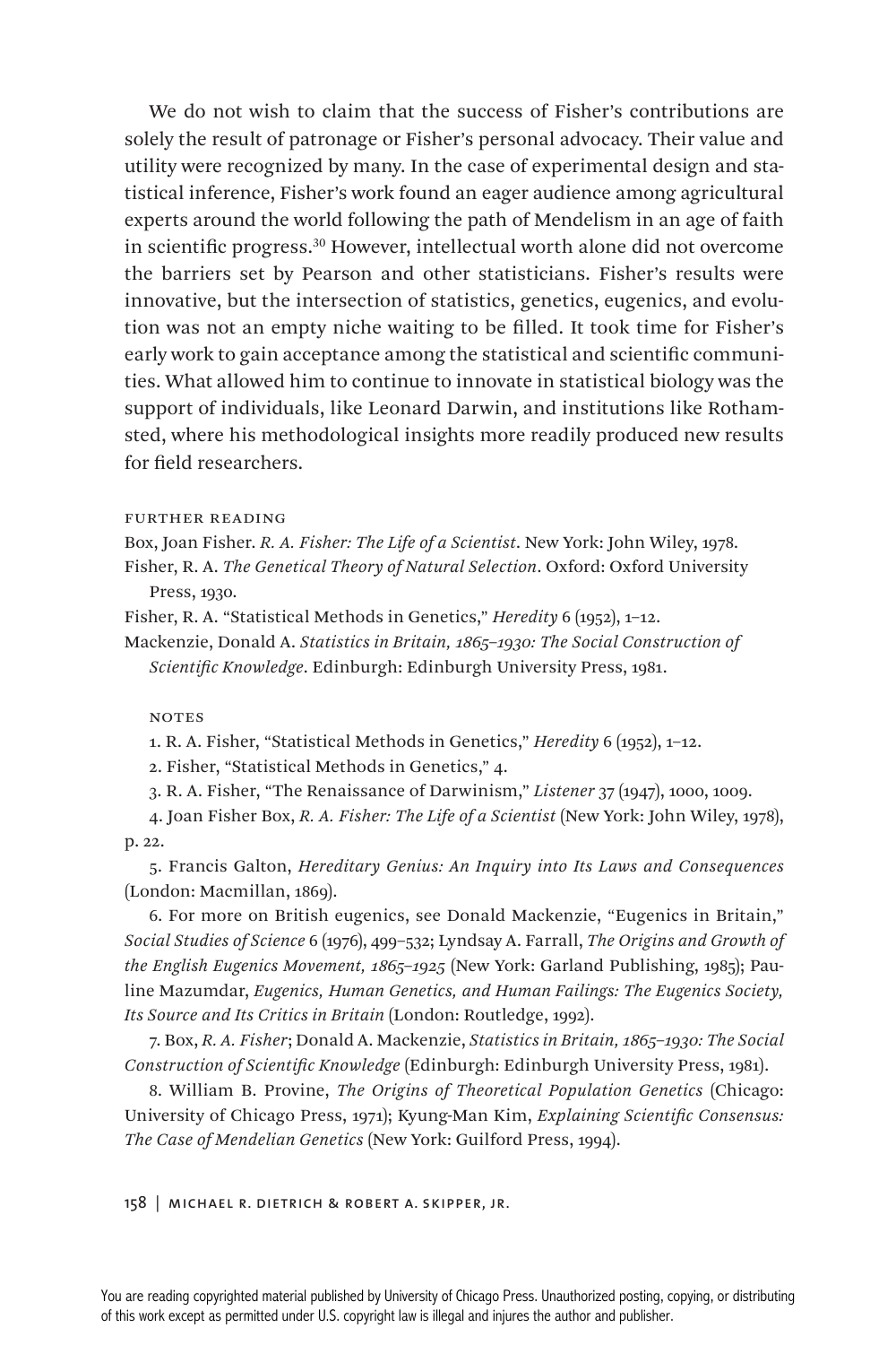We do not wish to claim that the success of Fisher's contributions are solely the result of patronage or Fisher's personal advocacy. Their value and utility were recognized by many. In the case of experimental design and statistical inference, Fisher's work found an eager audience among agricultural experts around the world following the path of Mendelism in an age of faith in scientific progress.[30] However, intellectual worth alone did not overcome the barriers set by Pearson and other statisticians. Fisher's results were innovative, but the intersection of statistics, genetics, eugenics, and evolution was not an empty niche waiting to be filled. It took time for Fisher's early work to gain acceptance among the statistical and scientific communities. What allowed him to continue to innovate in statistical biology was the support of individuals, like Leonard Darwin, and institutions like Rothamsted, where his methodological insights more readily produced new results for field researchers.

## Further Reading

Box, Joan Fisher. *R. A. Fisher: The Life of a Scientist*. New York: John Wiley, 1978.

Fisher, R. A. *The Genetical Theory of Natural Selection*. Oxford: Oxford University Press, 1930.

Fisher, R. A. "Statistical Methods in Genetics," *Heredity* 6 (1952), 1–12.

Mackenzie, Donald A. *Statistics in Britain, 1865–1930: The Social Construction of Scientific Knowledge*. Edinburgh: Edinburgh University Press, 1981.

## Notes

1. R. A. Fisher, "Statistical Methods in Genetics," *Heredity* 6 (1952), 1–12.

2. Fisher, "Statistical Methods in Genetics," 4.

3. R. A. Fisher, "The Renaissance of Darwinism," *Listener* 37 (1947), 1000, 1009.

4. Joan Fisher Box, *R. A. Fisher: The Life of a Scientist* (New York: John Wiley, 1978), p. 22.

5. Francis Galton, *Hereditary Genius: An Inquiry into Its Laws and Consequences* (London: Macmillan, 1869).

6. For more on British eugenics, see Donald Mackenzie, "Eugenics in Britain," *Social Studies of Science* 6 (1976), 499–532; Lyndsay A. Farrall, *The Origins and Growth of the English Eugenics Movement, 1865–1925* (New York: Garland Publishing, 1985); Pauline Mazumdar, *Eugenics, Human Genetics, and Human Failings: The Eugenics Society, Its Source and Its Critics in Britain* (London: Routledge, 1992).

7. Box, *R. A. Fisher*; Donald A. Mackenzie, *Statistics in Britain, 1865–1930: The Social Construction of Scientific Knowledge* (Edinburgh: Edinburgh University Press, 1981).

8. William B. Provine, *The Origins of Theoretical Population Genetics* (Chicago: University of Chicago Press, 1971); Kyung-Man Kim, *Explaining Scientific Consensus: The Case of Mendelian Genetics* (New York: Guilford Press, 1994).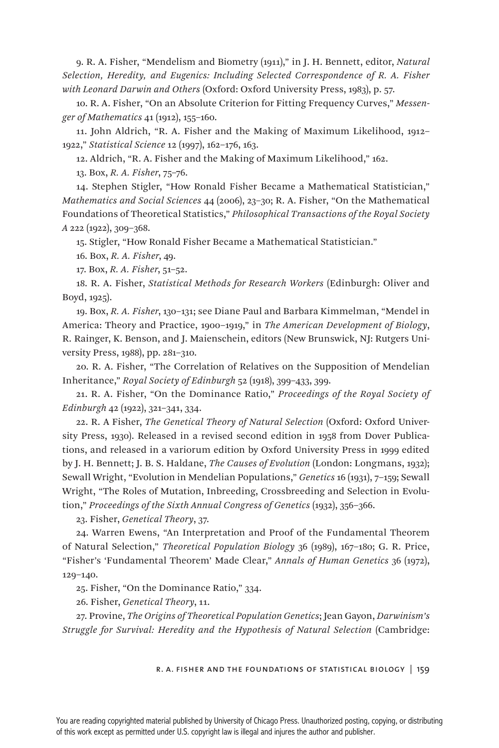9. R. A. Fisher, "Mendelism and Biometry (1911)," in J. H. Bennett, editor, *Natural Selection, Heredity, and Eugenics: Including Selected Correspondence of R. A. Fisher with Leonard Darwin and Others* (Oxford: Oxford University Press, 1983), p. 57.

10. R. A. Fisher, "On an Absolute Criterion for Fitting Frequency Curves," *Messenger of Mathematics* 41 (1912), 155–160.

11. John Aldrich, "R. A. Fisher and the Making of Maximum Likelihood, 1912–1922," *Statistical Science* 12 (1997), 162–176, 163.

12. Aldrich, "R. A. Fisher and the Making of Maximum Likelihood," 162.

13. Box, *R. A. Fisher*, 75–76.

14. Stephen Stigler, "How Ronald Fisher Became a Mathematical Statistician," *Mathematics and Social Sciences* 44 (2006), 23–30; R. A. Fisher, "On the Mathematical Foundations of Theoretical Statistics," *Philosophical Transactions of the Royal Society A* 222 (1922), 309–368.

15. Stigler, "How Ronald Fisher Became a Mathematical Statistician."

16. Box, *R. A. Fisher*, 49.

17. Box, *R. A. Fisher*, 51–52.

18. R. A. Fisher, *Statistical Methods for Research Workers* (Edinburgh: Oliver and Boyd, 1925).

19. Box, *R. A. Fisher*, 130–131; see Diane Paul and Barbara Kimmelman, "Mendel in America: Theory and Practice, 1900–1919," in *The American Development of Biology*, R. Rainger, K. Benson, and J. Maienschein, editors (New Brunswick, NJ: Rutgers University Press, 1988), pp. 281–310.

20. R. A. Fisher, "The Correlation of Relatives on the Supposition of Mendelian Inheritance," *Royal Society of Edinburgh* 52 (1918), 399–433, 399.

21. R. A. Fisher, "On the Dominance Ratio," *Proceedings of the Royal Society of Edinburgh* 42 (1922), 321–341, 334.

22. R. A Fisher, *The Genetical Theory of Natural Selection* (Oxford: Oxford University Press, 1930). Released in a revised second edition in 1958 from Dover Publications, and released in a variorum edition by Oxford University Press in 1999 edited by J. H. Bennett; J. B. S. Haldane, *The Causes of Evolution* (London: Longmans, 1932); Sewall Wright, "Evolution in Mendelian Populations," *Genetics* 16 (1931), 7–159; Sewall Wright, "The Roles of Mutation, Inbreeding, Crossbreeding and Selection in Evolution," *Proceedings of the Sixth Annual Congress of Genetics* (1932), 356–366.

23. Fisher, *Genetical Theory*, 37.

24. Warren Ewens, "An Interpretation and Proof of the Fundamental Theorem of Natural Selection," *Theoretical Population Biology* 36 (1989), 167–180; G. R. Price, "Fisher's 'Fundamental Theorem' Made Clear," *Annals of Human Genetics* 36 (1972), 129–140.

25. Fisher, "On the Dominance Ratio," 334.

26. Fisher, *Genetical Theory*, 11.

27. Provine, *The Origins of Theoretical Population Genetics*; Jean Gayon, *Darwinism's Struggle for Survival: Heredity and the Hypothesis of Natural Selection* (Cambridge:

You are reading copyrighted material published by University of Chicago Press. Unauthorized posting, copying, or distributing of this work except as permitted under U.S. copyright law is illegal and injures the author and publisher.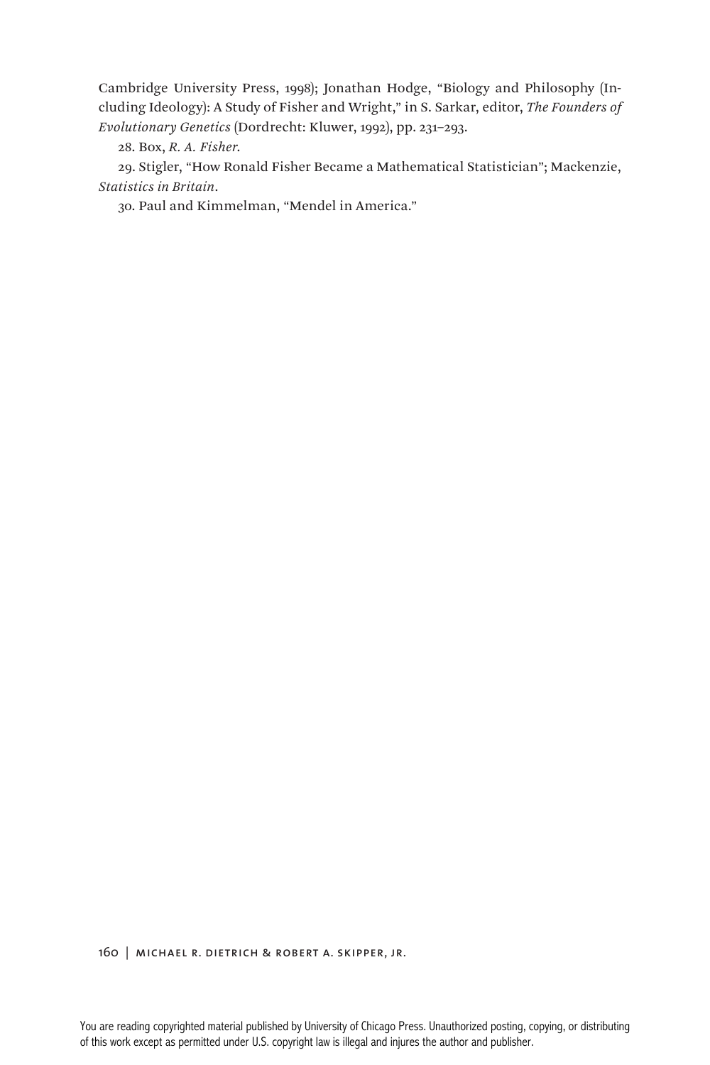Cambridge University Press, 1998); Jonathan Hodge, "Biology and Philosophy (Including Ideology): A Study of Fisher and Wright," in S. Sarkar, editor, *The Founders of Evolutionary Genetics* (Dordrecht: Kluwer, 1992), pp. 231–293.

28. Box, *R. A. Fisher*.

29. Stigler, "How Ronald Fisher Became a Mathematical Statistician"; Mackenzie, *Statistics in Britain*.

30. Paul and Kimmelman, "Mendel in America."